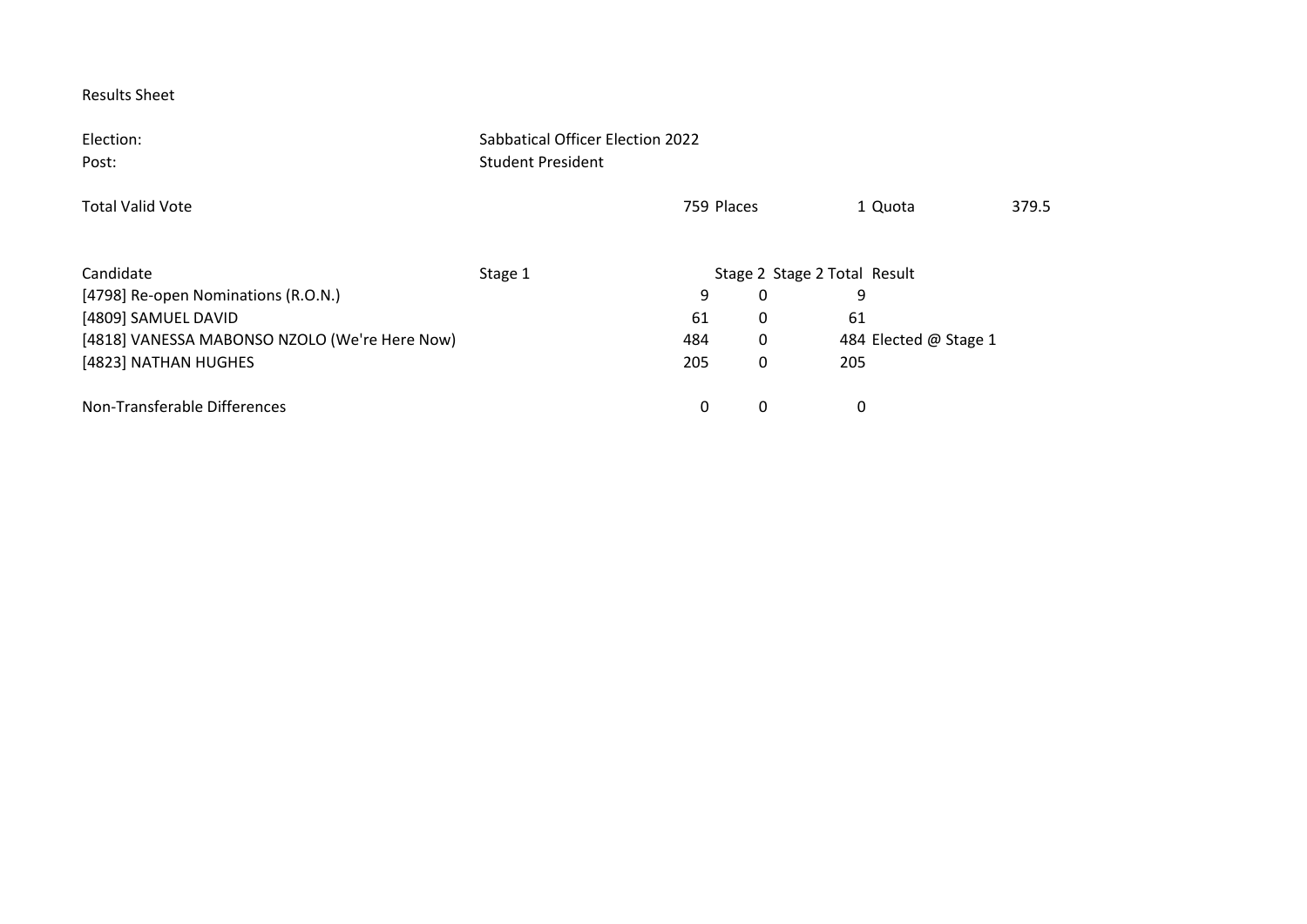Results Sheet

| | |
|---|---|
| Election: | Sabbatical Officer Election 2022 |
| Post: | Student President |

| | | | | | |
|---|---|---|---|---|---|
| Total Valid Vote | 759 | Places | 1 | Quota | 379.5 |

| Candidate | Stage 1 | Stage 2 | Stage 2 Total | Result |
|---|---|---|---|---|
| [4798] Re-open Nominations (R.O.N.) | 9 | 0 | 9 | |
| [4809] SAMUEL DAVID | 61 | 0 | 61 | |
| [4818] VANESSA MABONSO NZOLO (We're Here Now) | 484 | 0 | 484 | Elected @ Stage 1 |
| [4823] NATHAN HUGHES | 205 | 0 | 205 | |
| Non-Transferable Differences | 0 | 0 | 0 | |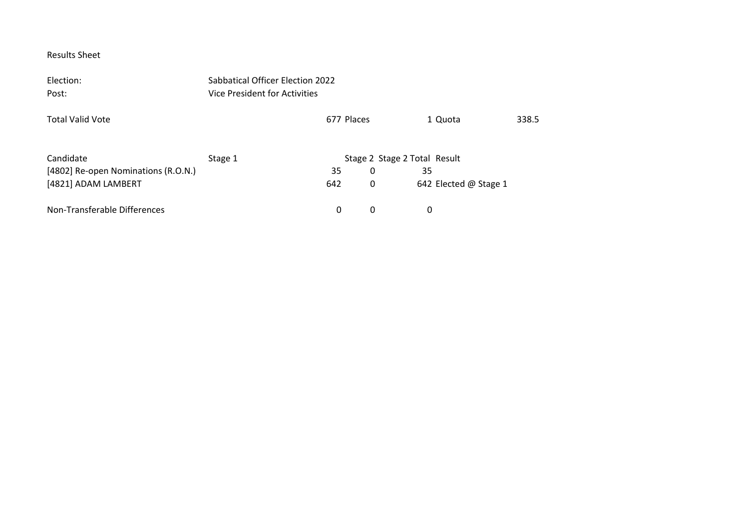Results Sheet

Election: Sabbatical Officer Election 2022
Post: Vice President for Activities

Total Valid Vote 677 Places 1 Quota 338.5

| Candidate | Stage 1 | Stage 2 | Stage 2 Total | Result |
|---|---|---|---|---|
| [4802] Re-open Nominations (R.O.N.) | 35 | 0 | 35 | |
| [4821] ADAM LAMBERT | 642 | 0 | 642 | Elected @ Stage 1 |
| | | | | |
| Non-Transferable Differences | 0 | 0 | 0 | |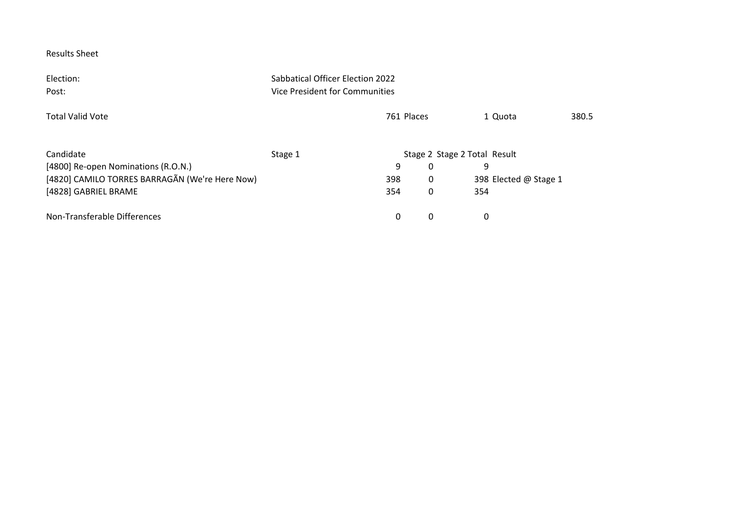Results Sheet

| | |
|---|---|
| Election: | Sabbatical Officer Election 2022 |
| Post: | Vice President for Communities |

| | | | | | |
|---|---|---|---|---|---|
| Total Valid Vote | 761 | Places | 1 | Quota | 380.5 |

| Candidate | Stage 1 | Stage 2 | Stage 2 Total | Result |
|---|---|---|---|---|
| [4800] Re-open Nominations (R.O.N.) | 9 | 0 | 9 | |
| [4820] CAMILO TORRES BARRAGÃN (We're Here Now) | 398 | 0 | 398 | Elected @ Stage 1 |
| [4828] GABRIEL BRAME | 354 | 0 | 354 | |
| | | | | |
| Non-Transferable Differences | 0 | 0 | 0 | |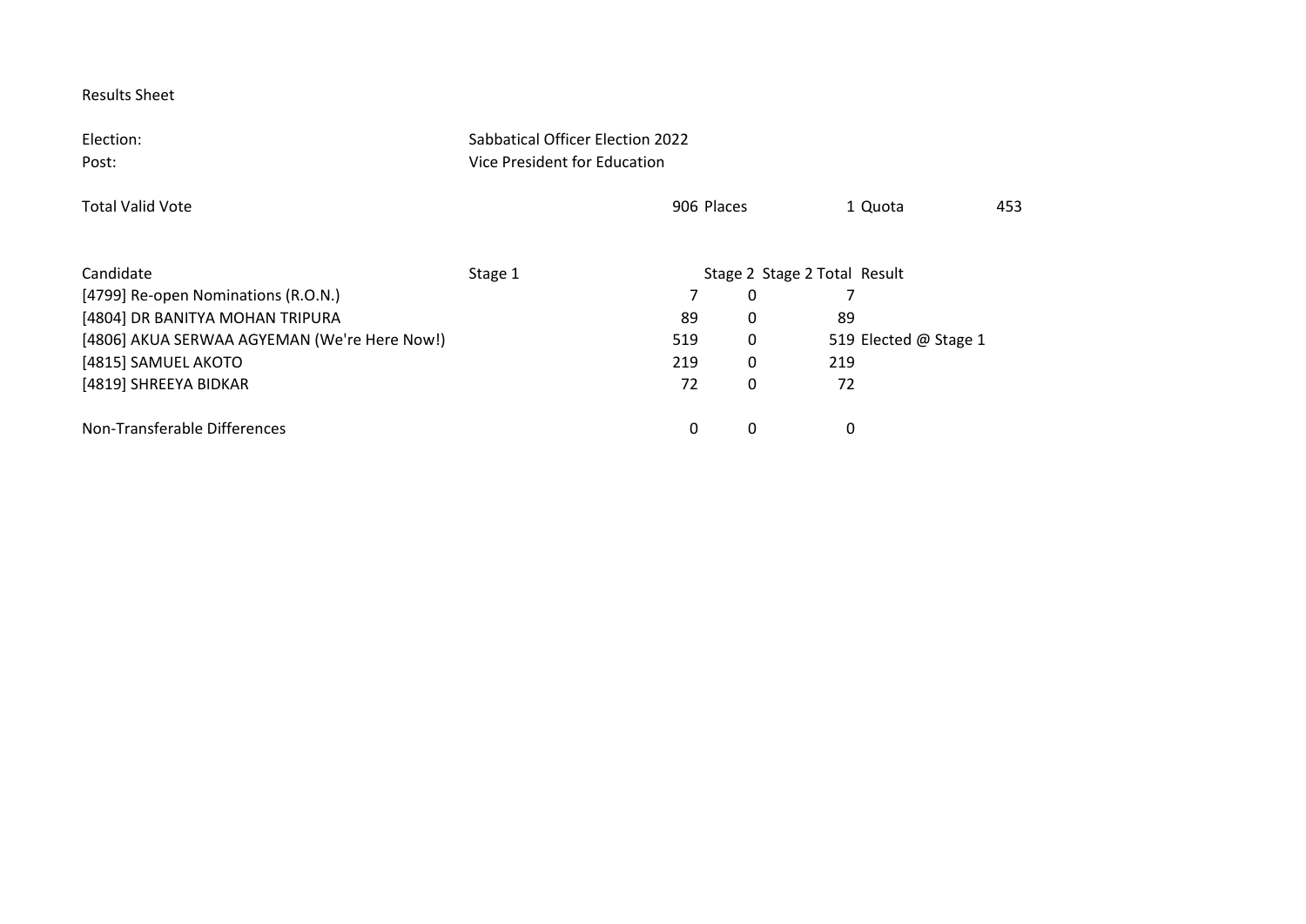Results Sheet

| | |
|---|---|
| Election: | Sabbatical Officer Election 2022 |
| Post: | Vice President for Education |

| Total Valid Vote | 906 | Places | 1 | Quota | 453 |
|---|---|---|---|---|---|

| Candidate | Stage 1 | Stage 2 | Stage 2 Total | Result |
|---|---|---|---|---|
| [4799] Re-open Nominations (R.O.N.) | 7 | 0 | 7 | |
| [4804] DR BANITYA MOHAN TRIPURA | 89 | 0 | 89 | |
| [4806] AKUA SERWAA AGYEMAN (We're Here Now!) | 519 | 0 | 519 | Elected @ Stage 1 |
| [4815] SAMUEL AKOTO | 219 | 0 | 219 | |
| [4819] SHREEYA BIDKAR | 72 | 0 | 72 | |
| Non-Transferable Differences | 0 | 0 | 0 | |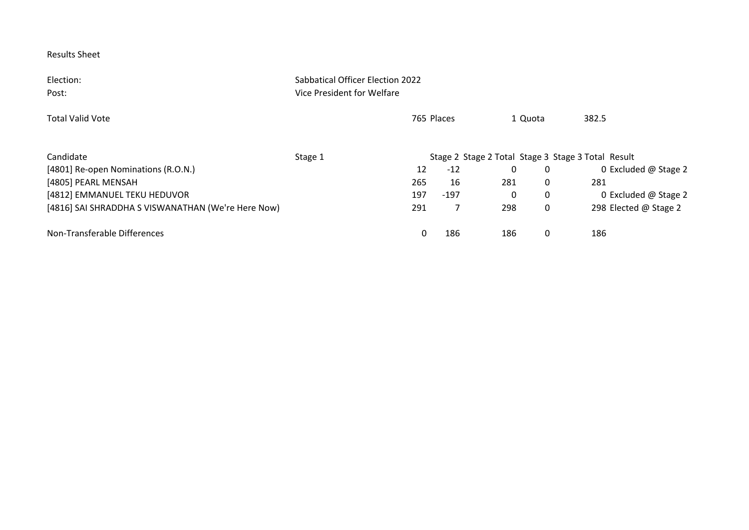Results Sheet

| | |
|---|---|
| Election: | Sabbatical Officer Election 2022 |
| Post: | Vice President for Welfare |

Total Valid Vote 765 Places 1 Quota 382.5

| Candidate | Stage 1 | Stage 2 | Stage 2 Total | Stage 3 | Stage 3 Total | Result |
|---|---|---|---|---|---|---|
| [4801] Re-open Nominations (R.O.N.) | 12 | -12 | 0 | 0 | 0 | Excluded @ Stage 2 |
| [4805] PEARL MENSAH | 265 | 16 | 281 | 0 | 281 | |
| [4812] EMMANUEL TEKU HEDUVOR | 197 | -197 | 0 | 0 | 0 | Excluded @ Stage 2 |
| [4816] SAI SHRADDHA S VISWANATHAN (We're Here Now) | 291 | 7 | 298 | 0 | 298 | Elected @ Stage 2 |
| | | | | | | |
| Non-Transferable Differences | 0 | 186 | 186 | 0 | 186 | |